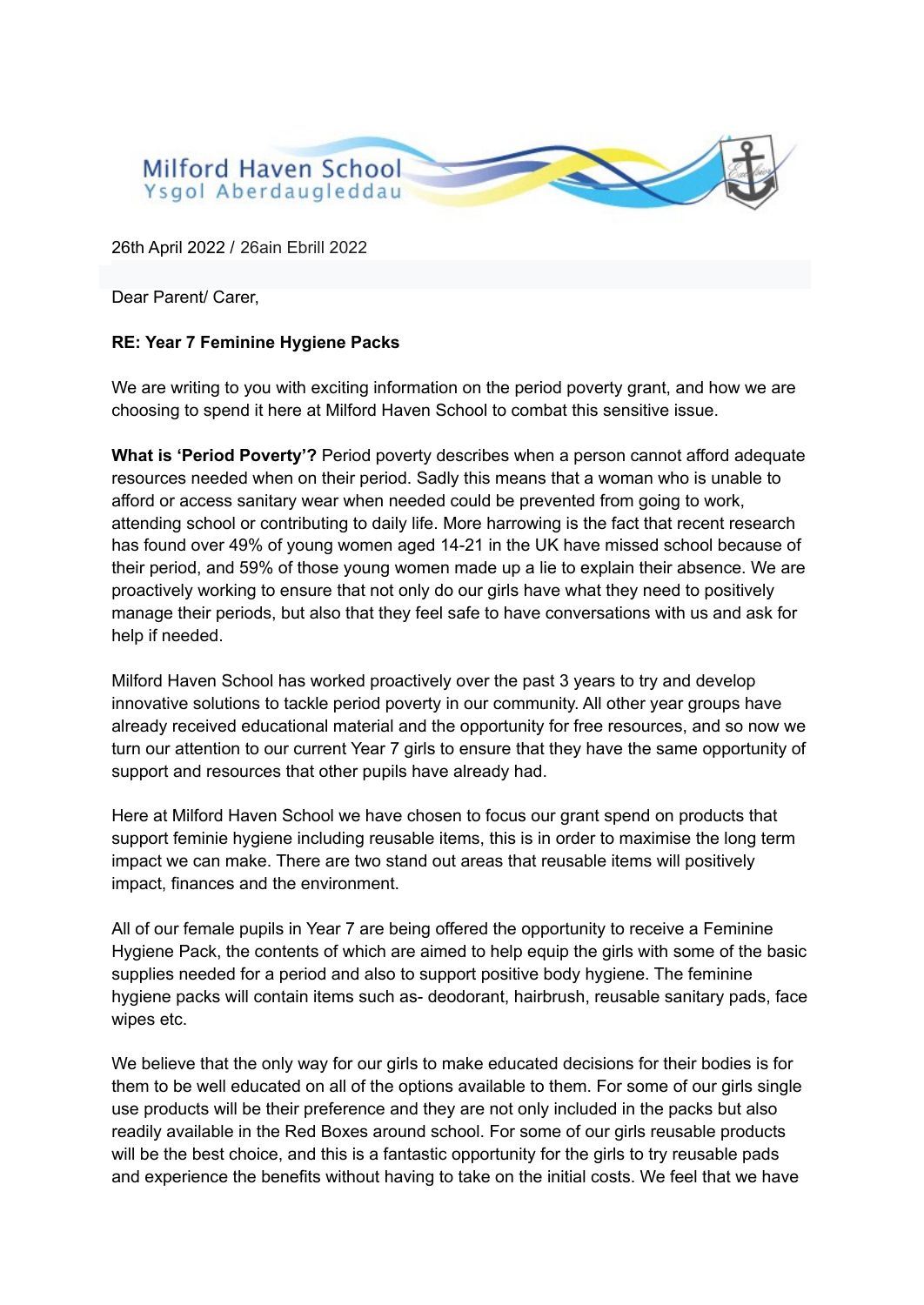Milford Haven School
Ysgol Aberdaugleddau

26th April 2022 / 26ain Ebrill 2022

Dear Parent/ Carer,

**RE: Year 7 Feminine Hygiene Packs**

We are writing to you with exciting information on the period poverty grant, and how we are choosing to spend it here at Milford Haven School to combat this sensitive issue.

**What is 'Period Poverty'?** Period poverty describes when a person cannot afford adequate resources needed when on their period. Sadly this means that a woman who is unable to afford or access sanitary wear when needed could be prevented from going to work, attending school or contributing to daily life. More harrowing is the fact that recent research has found over 49% of young women aged 14-21 in the UK have missed school because of their period, and 59% of those young women made up a lie to explain their absence. We are proactively working to ensure that not only do our girls have what they need to positively manage their periods, but also that they feel safe to have conversations with us and ask for help if needed.

Milford Haven School has worked proactively over the past 3 years to try and develop innovative solutions to tackle period poverty in our community. All other year groups have already received educational material and the opportunity for free resources, and so now we turn our attention to our current Year 7 girls to ensure that they have the same opportunity of support and resources that other pupils have already had.

Here at Milford Haven School we have chosen to focus our grant spend on products that support feminie hygiene including reusable items, this is in order to maximise the long term impact we can make. There are two stand out areas that reusable items will positively impact, finances and the environment.

All of our female pupils in Year 7 are being offered the opportunity to receive a Feminine Hygiene Pack, the contents of which are aimed to help equip the girls with some of the basic supplies needed for a period and also to support positive body hygiene. The feminine hygiene packs will contain items such as- deodorant, hairbrush, reusable sanitary pads, face wipes etc.

We believe that the only way for our girls to make educated decisions for their bodies is for them to be well educated on all of the options available to them. For some of our girls single use products will be their preference and they are not only included in the packs but also readily available in the Red Boxes around school. For some of our girls reusable products will be the best choice, and this is a fantastic opportunity for the girls to try reusable pads and experience the benefits without having to take on the initial costs. We feel that we have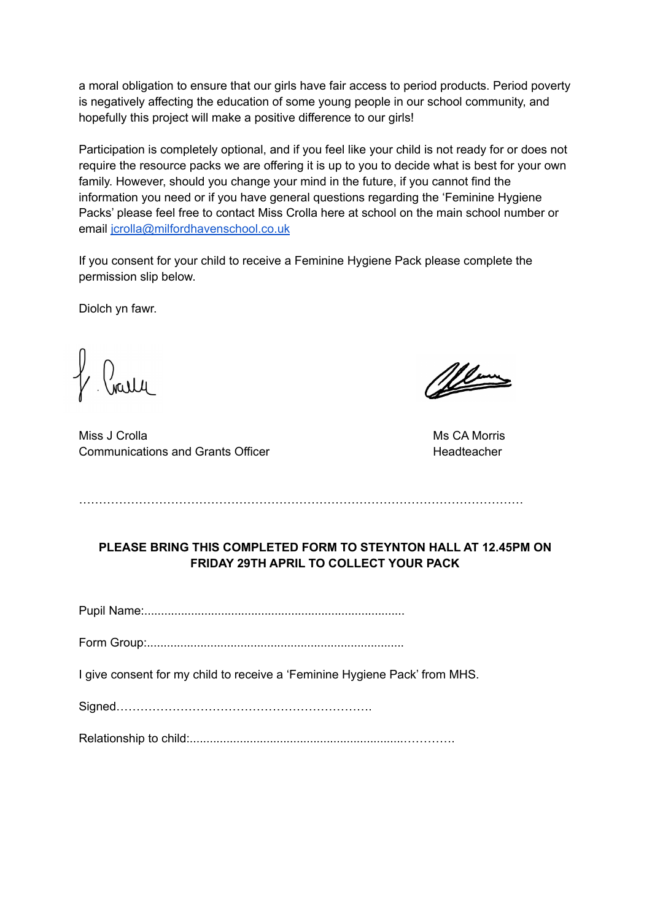a moral obligation to ensure that our girls have fair access to period products. Period poverty is negatively affecting the education of some young people in our school community, and hopefully this project will make a positive difference to our girls!

Participation is completely optional, and if you feel like your child is not ready for or does not require the resource packs we are offering it is up to you to decide what is best for your own family. However, should you change your mind in the future, if you cannot find the information you need or if you have general questions regarding the 'Feminine Hygiene Packs' please feel free to contact Miss Crolla here at school on the main school number or email [jcrolla@milfordhavenschool.co.uk](mailto:jcrolla@milfordhavenschool.co.uk)

If you consent for your child to receive a Feminine Hygiene Pack please complete the permission slip below.

Diolch yn fawr.

Miss J Crolla
Communications and Grants Officer

Ms CA Morris
Headteacher

…………………………………………………………………………………………………

**PLEASE BRING THIS COMPLETED FORM TO STEYNTON HALL AT 12.45PM ON FRIDAY 29TH APRIL TO COLLECT YOUR PACK**

Pupil Name:............................................................................

Form Group:............................................................................

I give consent for my child to receive a 'Feminine Hygiene Pack' from MHS.

Signed……………………………………………………….

Relationship to child:...............................................................………….